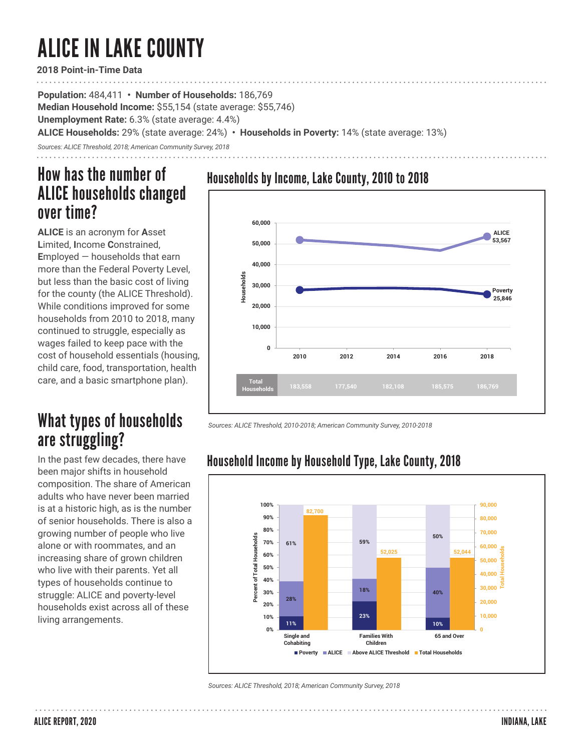# ALICE IN LAKE COUNTY

**2018 Point-in-Time Data**

**Population:** 484,411 • **Number of Households:** 186,769
**Median Household Income:** $55,154 (state average: $55,746)
**Unemployment Rate:** 6.3% (state average: 4.4%)
**ALICE Households:** 29% (state average: 24%) • **Households in Poverty:** 14% (state average: 13%)

*Sources: ALICE Threshold, 2018; American Community Survey, 2018*

## How has the number of ALICE households changed over time?

**ALICE** is an acronym for **A**sset **L**imited, **I**ncome **C**onstrained, **E**mployed — households that earn more than the Federal Poverty Level, but less than the basic cost of living for the county (the ALICE Threshold). While conditions improved for some households from 2010 to 2018, many continued to struggle, especially as wages failed to keep pace with the cost of household essentials (housing, child care, food, transportation, health care, and a basic smartphone plan).

### Households by Income, Lake County, 2010 to 2018

ALICE: 53,567 (2018)
Poverty: 25,846 (2018)

| | 2010 | 2012 | 2014 | 2016 | 2018 |
|---|---|---|---|---|---|
| Total Households | 183,558 | 177,540 | 182,108 | 185,575 | 186,769 |

*Sources: ALICE Threshold, 2010-2018; American Community Survey, 2010-2018*

## What types of households are struggling?

In the past few decades, there have been major shifts in household composition. The share of American adults who have never been married is at a historic high, as is the number of senior households. There is also a growing number of people who live alone or with roommates, and an increasing share of grown children who live with their parents. Yet all types of households continue to struggle: ALICE and poverty-level households exist across all of these living arrangements.

### Household Income by Household Type, Lake County, 2018

| | Poverty | ALICE | Above ALICE Threshold | Total Households |
|---|---|---|---|---|
| Single and Cohabiting | 11% | 28% | 61% | 82,700 |
| Families With Children | 23% | 18% | 59% | 52,025 |
| 65 and Over | 10% | 40% | 50% | 52,044 |

*Sources: ALICE Threshold, 2018; American Community Survey, 2018*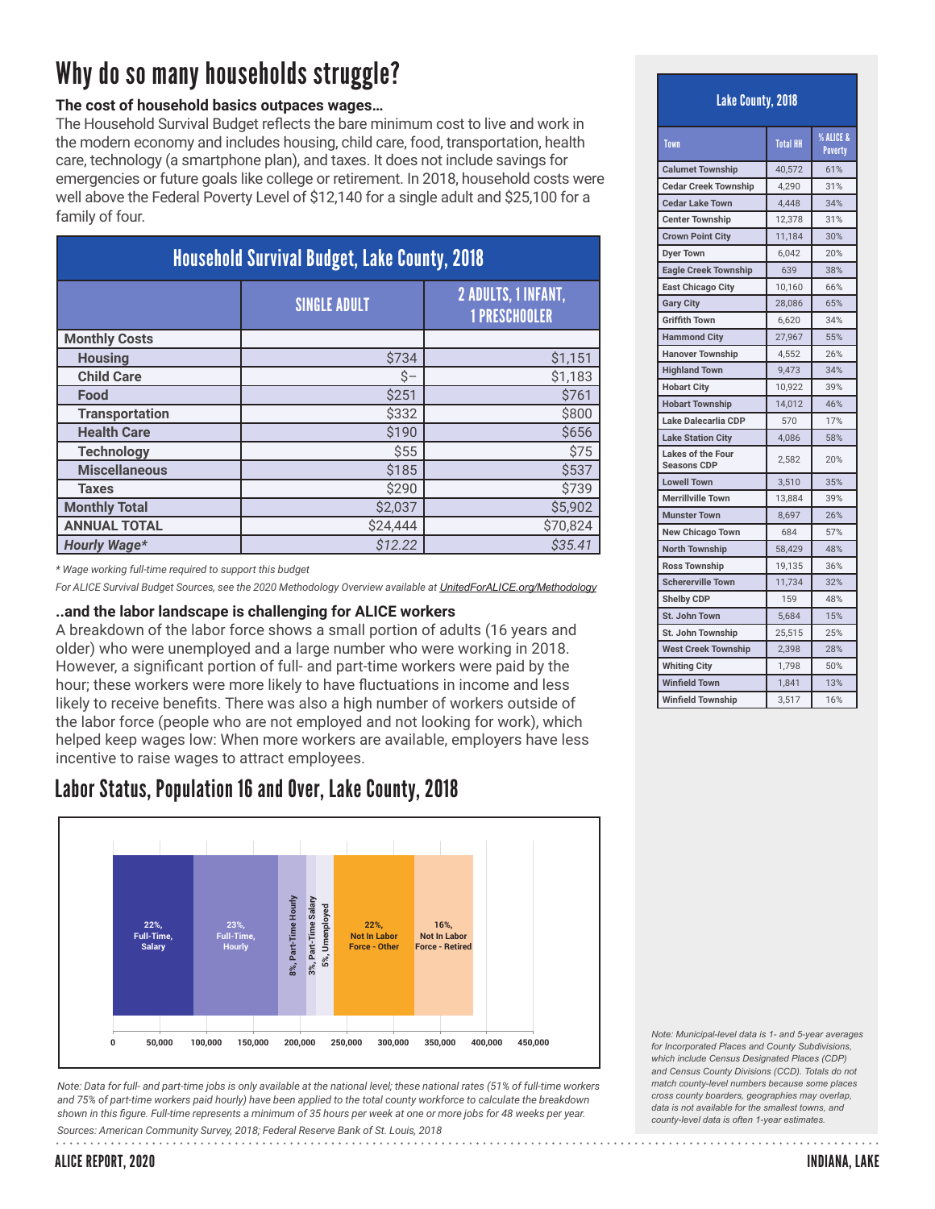# Why do so many households struggle?

**The cost of household basics outpaces wages…**

The Household Survival Budget reflects the bare minimum cost to live and work in the modern economy and includes housing, child care, food, transportation, health care, technology (a smartphone plan), and taxes. It does not include savings for emergencies or future goals like college or retirement. In 2018, household costs were well above the Federal Poverty Level of $12,140 for a single adult and $25,100 for a family of four.

## Household Survival Budget, Lake County, 2018

| | SINGLE ADULT | 2 ADULTS, 1 INFANT, 1 PRESCHOOLER |
|---|---|---|
| **Monthly Costs** | | |
| **Housing** | $734 | $1,151 |
| **Child Care** | $– | $1,183 |
| **Food** | $251 | $761 |
| **Transportation** | $332 | $800 |
| **Health Care** | $190 | $656 |
| **Technology** | $55 | $75 |
| **Miscellaneous** | $185 | $537 |
| **Taxes** | $290 | $739 |
| **Monthly Total** | $2,037 | $5,902 |
| **ANNUAL TOTAL** | $24,444 | $70,824 |
| ***Hourly Wage**** | *$12.22* | *$35.41* |

*\* Wage working full-time required to support this budget*

*For ALICE Survival Budget Sources, see the 2020 Methodology Overview available at UnitedForALICE.org/Methodology*

**..and the labor landscape is challenging for ALICE workers**

A breakdown of the labor force shows a small portion of adults (16 years and older) who were unemployed and a large number who were working in 2018. However, a significant portion of full- and part-time workers were paid by the hour; these workers were more likely to have fluctuations in income and less likely to receive benefits. There was also a high number of workers outside of the labor force (people who are not employed and not looking for work), which helped keep wages low: When more workers are available, employers have less incentive to raise wages to attract employees.

## Labor Status, Population 16 and Over, Lake County, 2018

22%, Full-Time, Salary
23%, Full-Time, Hourly
8%, Part-Time Hourly
3%, Part-Time Salary
5%, Unemployed
22%, Not In Labor Force - Other
16%, Not In Labor Force - Retired

0 50,000 100,000 150,000 200,000 250,000 300,000 350,000 400,000 450,000

*Note: Data for full- and part-time jobs is only available at the national level; these national rates (51% of full-time workers and 75% of part-time workers paid hourly) have been applied to the total county workforce to calculate the breakdown shown in this figure. Full-time represents a minimum of 35 hours per week at one or more jobs for 48 weeks per year.*

*Sources: American Community Survey, 2018; Federal Reserve Bank of St. Louis, 2018*

## Lake County, 2018

| Town | Total HH | % ALICE & Poverty |
|---|---|---|
| Calumet Township | 40,572 | 61% |
| Cedar Creek Township | 4,290 | 31% |
| Cedar Lake Town | 4,448 | 34% |
| Center Township | 12,378 | 31% |
| Crown Point City | 11,184 | 30% |
| Dyer Town | 6,042 | 20% |
| Eagle Creek Township | 639 | 38% |
| East Chicago City | 10,160 | 66% |
| Gary City | 28,086 | 65% |
| Griffith Town | 6,620 | 34% |
| Hammond City | 27,967 | 55% |
| Hanover Township | 4,552 | 26% |
| Highland Town | 9,473 | 34% |
| Hobart City | 10,922 | 39% |
| Hobart Township | 14,012 | 46% |
| Lake Dalecarlia CDP | 570 | 17% |
| Lake Station City | 4,086 | 58% |
| Lakes of the Four Seasons CDP | 2,582 | 20% |
| Lowell Town | 3,510 | 35% |
| Merrillville Town | 13,884 | 39% |
| Munster Town | 8,697 | 26% |
| New Chicago Town | 684 | 57% |
| North Township | 58,429 | 48% |
| Ross Township | 19,135 | 36% |
| Schererville Town | 11,734 | 32% |
| Shelby CDP | 159 | 48% |
| St. John Town | 5,684 | 15% |
| St. John Township | 25,515 | 25% |
| West Creek Township | 2,398 | 28% |
| Whiting City | 1,798 | 50% |
| Winfield Town | 1,841 | 13% |
| Winfield Township | 3,517 | 16% |

*Note: Municipal-level data is 1- and 5-year averages for Incorporated Places and County Subdivisions, which include Census Designated Places (CDP) and Census County Divisions (CCD). Totals do not match county-level numbers because some places cross county boarders, geographies may overlap, data is not available for the smallest towns, and county-level data is often 1-year estimates.*